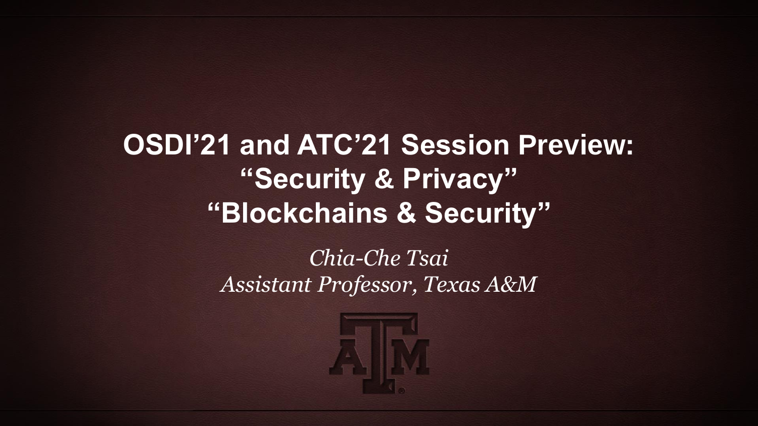# OSDI'21 and ATC'21 Session Preview: "Security & Privacy" "Blockchains & Security"

*Chia-Che Tsai*
*Assistant Professor, Texas A&M*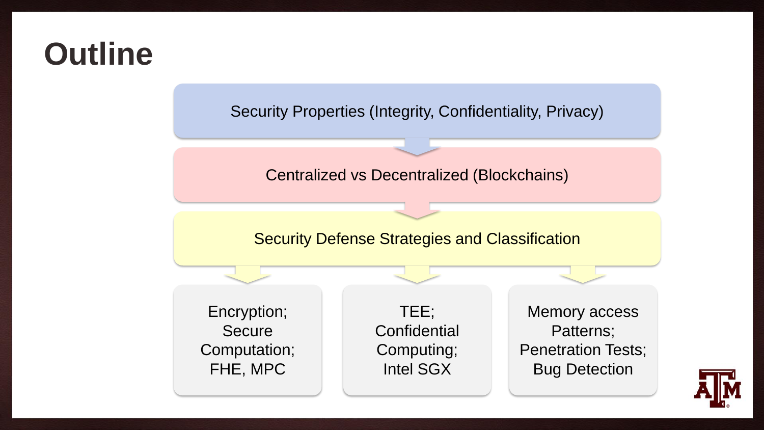# Outline

- Security Properties (Integrity, Confidentiality, Privacy)
- Centralized vs Decentralized (Blockchains)
- Security Defense Strategies and Classification
  - Encryption; Secure Computation; FHE, MPC
  - TEE; Confidential Computing; Intel SGX
  - Memory access Patterns; Penetration Tests; Bug Detection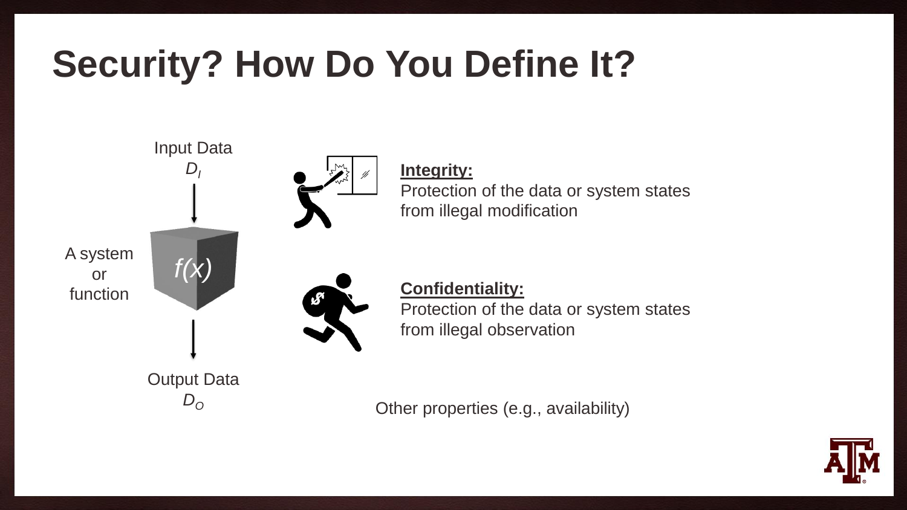# Security? How Do You Define It?

Input Data
$D_I$

A system or function

$f(x)$

Output Data
$D_O$

**Integrity:**
Protection of the data or system states from illegal modification

**Confidentiality:**
Protection of the data or system states from illegal observation

Other properties (e.g., availability)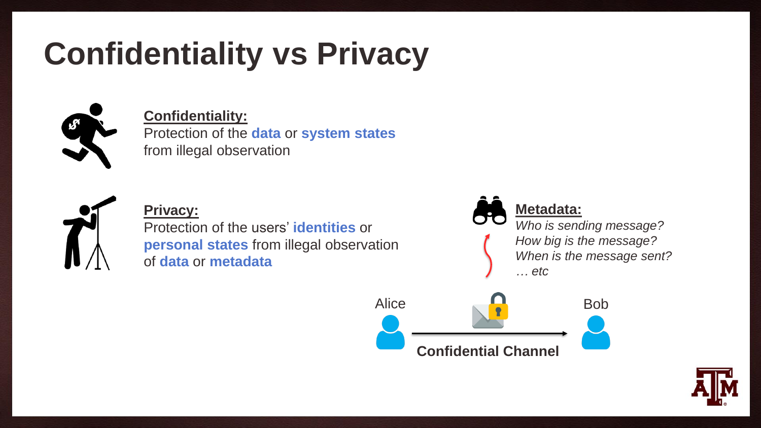# Confidentiality vs Privacy

**Confidentiality:**
Protection of the **data** or **system states** from illegal observation

**Privacy:**
Protection of the users' **identities** or **personal states** from illegal observation of **data** or **metadata**

**Metadata:**
*Who is sending message?*
*How big is the message?*
*When is the message sent?*
*… etc*

Alice

Bob

**Confidential Channel**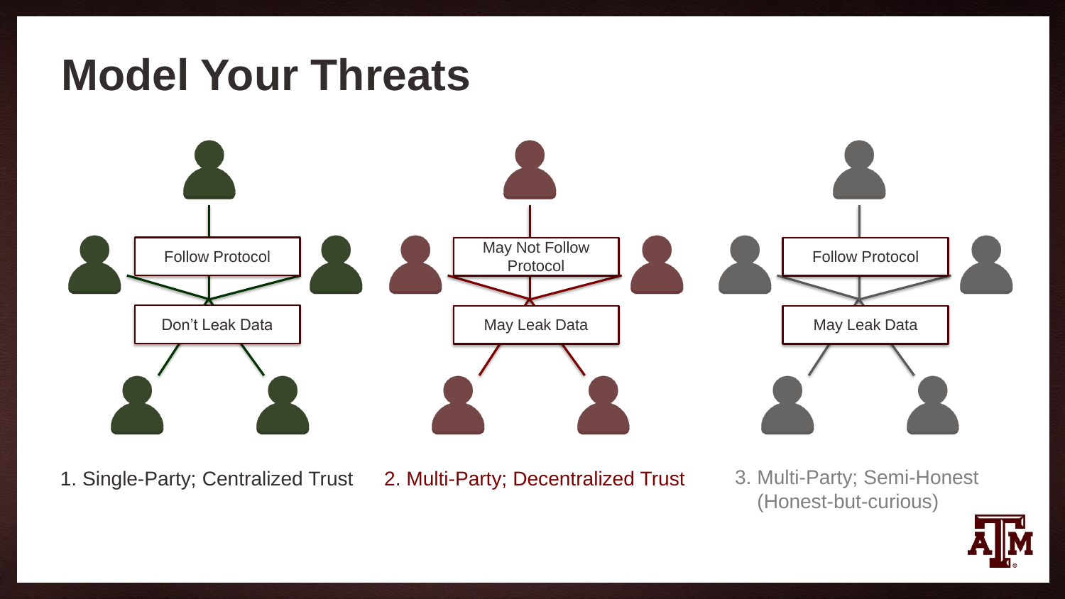# Model Your Threats

Follow Protocol

Don't Leak Data

1. Single-Party; Centralized Trust

May Not Follow Protocol

May Leak Data

2. Multi-Party; Decentralized Trust

Follow Protocol

May Leak Data

3. Multi-Party; Semi-Honest (Honest-but-curious)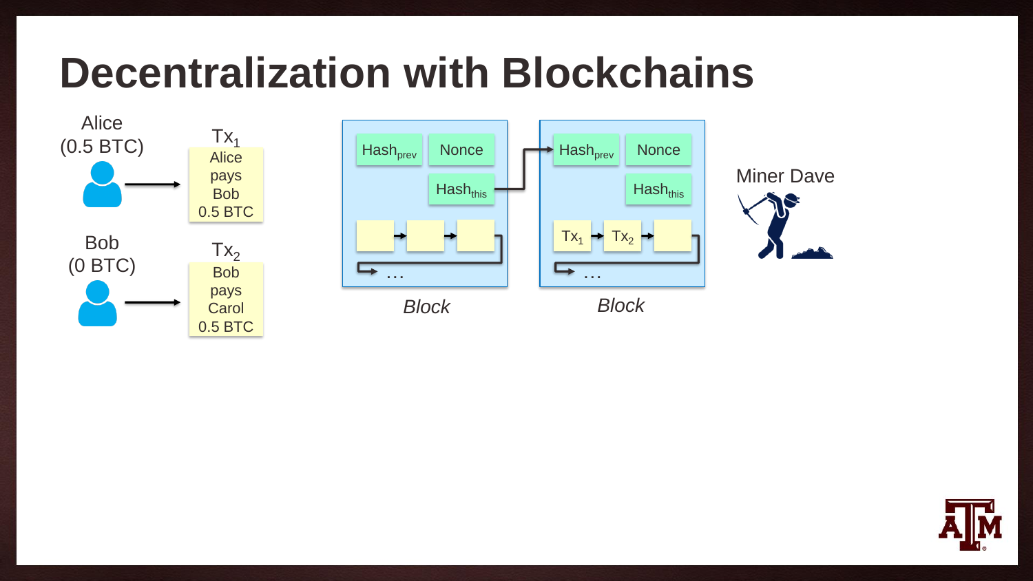# Decentralization with Blockchains

Alice (0.5 BTC)

$Tx_1$: Alice pays Bob 0.5 BTC

Bob (0 BTC)

$Tx_2$: Bob pays Carol 0.5 BTC

| $Hash_{prev}$ | Nonce |
|---|---|
| | $Hash_{this}$ |

…

*Block*

| $Hash_{prev}$ | Nonce |
|---|---|
| | $Hash_{this}$ |

$Tx_1$ → $Tx_2$ → …

*Block*

Miner Dave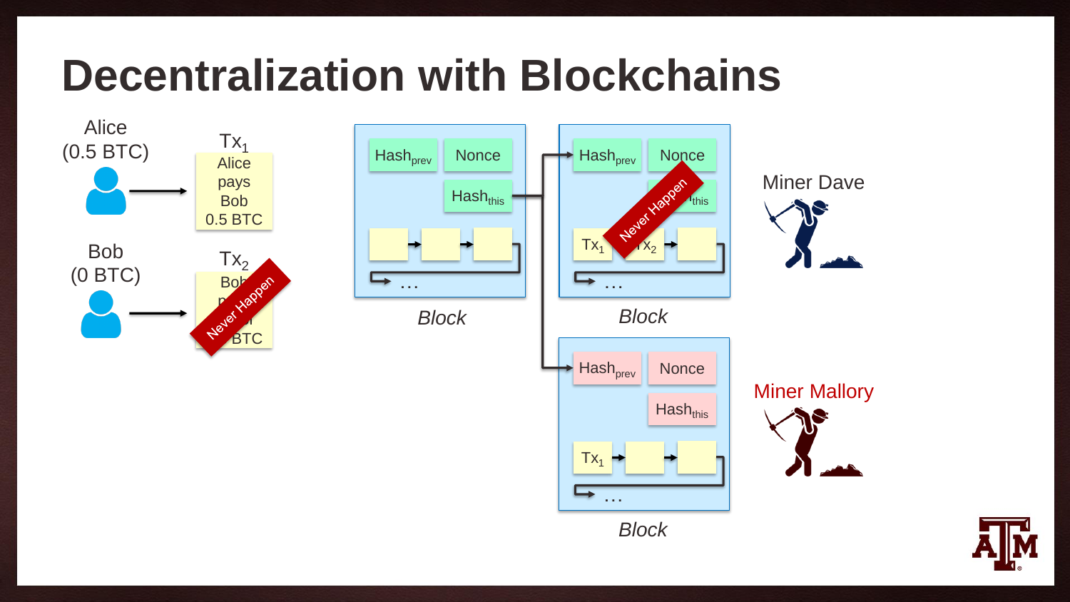# Decentralization with Blockchains

Alice
(0.5 BTC)

$Tx_1$
Alice pays Bob 0.5 BTC

Bob
(0 BTC)

$Tx_2$
Bob pays ... BTC

Never Happen

| $Hash_{prev}$ | Nonce |
|---|---|
| | $Hash_{this}$ |

...

*Block*

| $Hash_{prev}$ | Nonce |
|---|---|
| | $Hash_{this}$ |

$Tx_1$ → $Tx_2$ → ...

Never Happen

*Block*

Miner Dave

| $Hash_{prev}$ | Nonce |
|---|---|
| | $Hash_{this}$ |

$Tx_1$ → ...

*Block*

Miner Mallory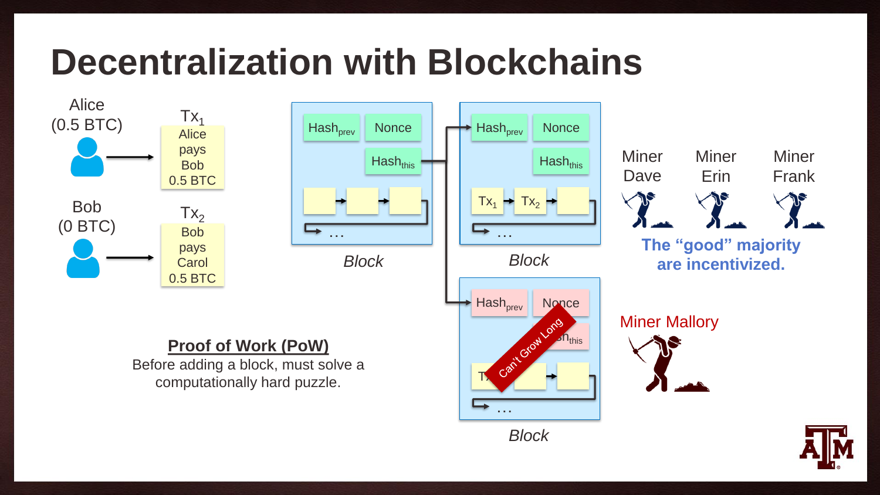# Decentralization with Blockchains

Alice (0.5 BTC)

$Tx_1$: Alice pays Bob 0.5 BTC

Bob (0 BTC)

$Tx_2$: Bob pays Carol 0.5 BTC

$Hash_{prev}$ | Nonce | $Hash_{this}$ | …

*Block*

$Hash_{prev}$ | Nonce | $Hash_{this}$ | $Tx_1$ → $Tx_2$ → …

*Block*

$Hash_{prev}$ | Nonce | $Hash_{this}$ | Tx … 

Can't Grow Long

*Block*

Miner Dave   Miner Erin   Miner Frank

**The "good" majority are incentivized.**

Miner Mallory

**Proof of Work (PoW)**

Before adding a block, must solve a computationally hard puzzle.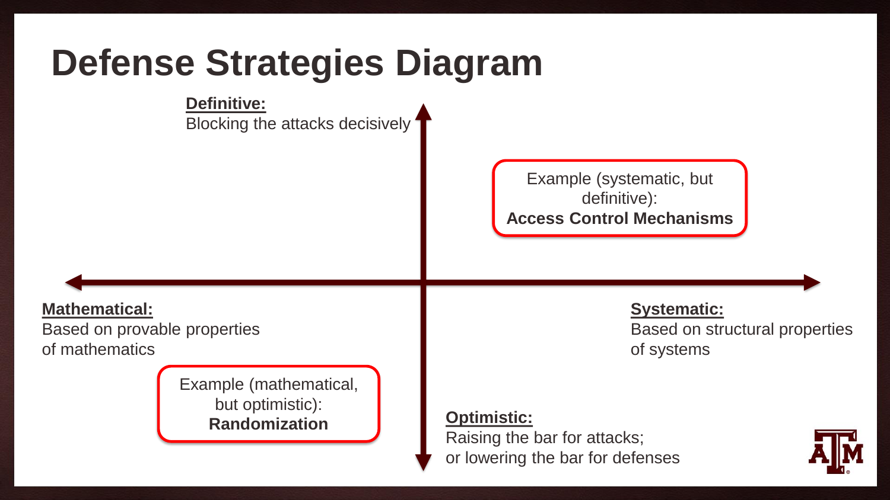# Defense Strategies Diagram

**Definitive:**
Blocking the attacks decisively

Example (systematic, but definitive):
**Access Control Mechanisms**

**Mathematical:**
Based on provable properties of mathematics

**Systematic:**
Based on structural properties of systems

Example (mathematical, but optimistic):
**Randomization**

**Optimistic:**
Raising the bar for attacks; or lowering the bar for defenses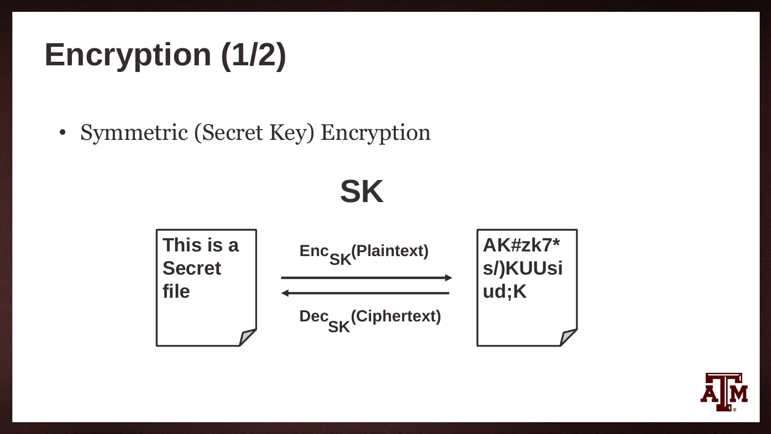# Encryption (1/2)

- Symmetric (Secret Key) Encryption

**SK**

This is a Secret file

$Enc_{SK}$(Plaintext)

$Dec_{SK}$(Ciphertext)

AK#zk7* s/)KUUsi ud;K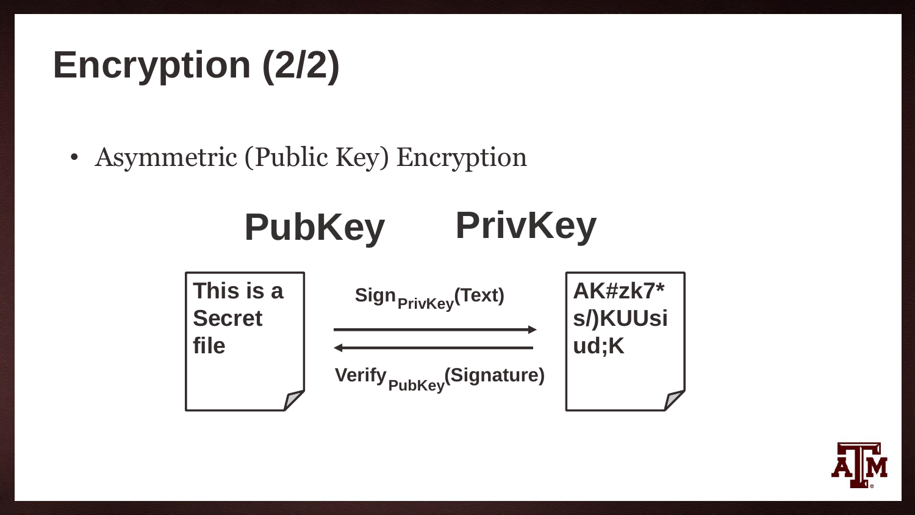# Encryption (2/2)

- Asymmetric (Public Key) Encryption

**PubKey** **PrivKey**

This is a Secret file

$\text{Sign}_{\text{PrivKey}}(\text{Text})$

$\text{Verify}_{\text{PubKey}}(\text{Signature})$

AK#zk7* s/)KUUsi ud;K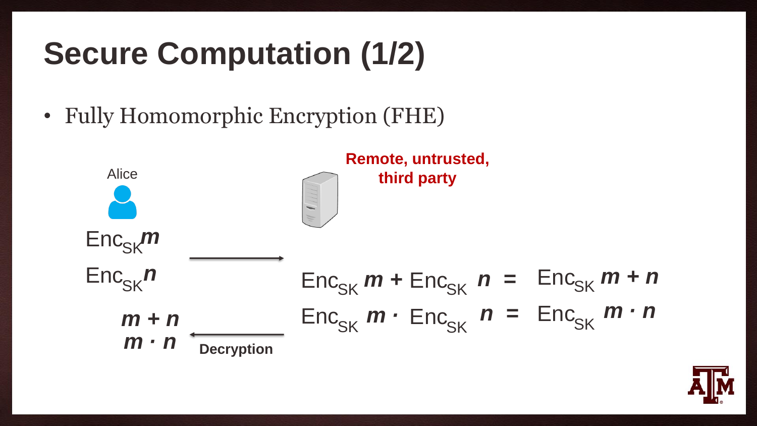# Secure Computation (1/2)

- Fully Homomorphic Encryption (FHE)

Alice

**Remote, untrusted, third party**

$\text{Enc}_{SK}\boldsymbol{m}$

$\text{Enc}_{SK}\boldsymbol{n}$

$\text{Enc}_{SK}\,\boldsymbol{m} + \text{Enc}_{SK}\,\boldsymbol{n} = \text{Enc}_{SK}\,\boldsymbol{m + n}$

$\text{Enc}_{SK}\,\boldsymbol{m} \cdot \text{Enc}_{SK}\,\boldsymbol{n} = \text{Enc}_{SK}\,\boldsymbol{m \cdot n}$

$\boldsymbol{m + n}$

$\boldsymbol{m \cdot n}$

**Decryption**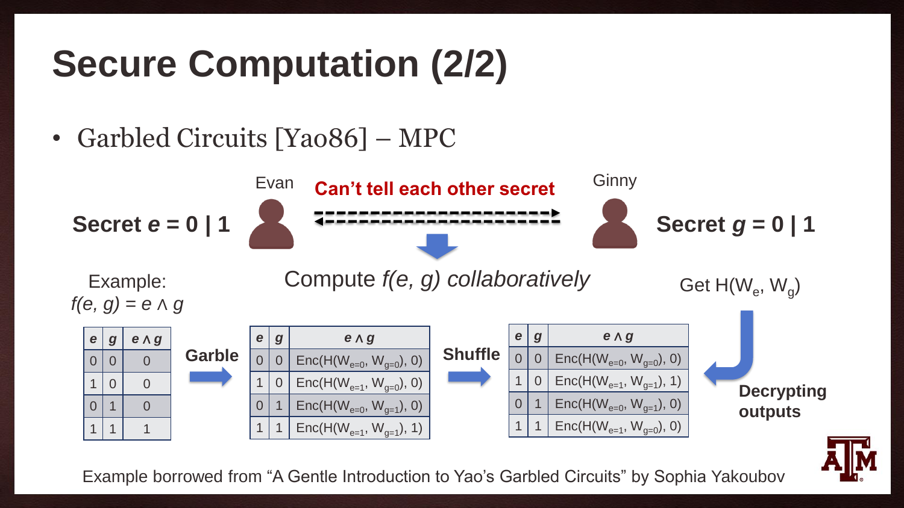# Secure Computation (2/2)

- Garbled Circuits [Yao86] – MPC

Evan — **Can't tell each other secret** — Ginny

**Secret *e* = 0 | 1**

**Secret *g* = 0 | 1**

Compute *f(e, g) collaboratively*

Example:
$f(e, g) = e \wedge g$

| $e$ | $g$ | $e \wedge g$ |
|---|---|---|
| 0 | 0 | 0 |
| 1 | 0 | 0 |
| 0 | 1 | 0 |
| 1 | 1 | 1 |

**Garble**

| $e$ | $g$ | $e \wedge g$ |
|---|---|---|
| 0 | 0 | $Enc(H(W_{e=0}, W_{g=0}), 0)$ |
| 1 | 0 | $Enc(H(W_{e=1}, W_{g=0}), 0)$ |
| 0 | 1 | $Enc(H(W_{e=0}, W_{g=1}), 0)$ |
| 1 | 1 | $Enc(H(W_{e=1}, W_{g=1}), 1)$ |

**Shuffle**

| $e$ | $g$ | $e \wedge g$ |
|---|---|---|
| 0 | 0 | $Enc(H(W_{e=0}, W_{g=0}), 0)$ |
| 1 | 0 | $Enc(H(W_{e=1}, W_{g=1}), 1)$ |
| 0 | 1 | $Enc(H(W_{e=0}, W_{g=1}), 0)$ |
| 1 | 1 | $Enc(H(W_{e=1}, W_{g=0}), 0)$ |

Get $H(W_e, W_g)$

**Decrypting outputs**

Example borrowed from "A Gentle Introduction to Yao's Garbled Circuits" by Sophia Yakoubov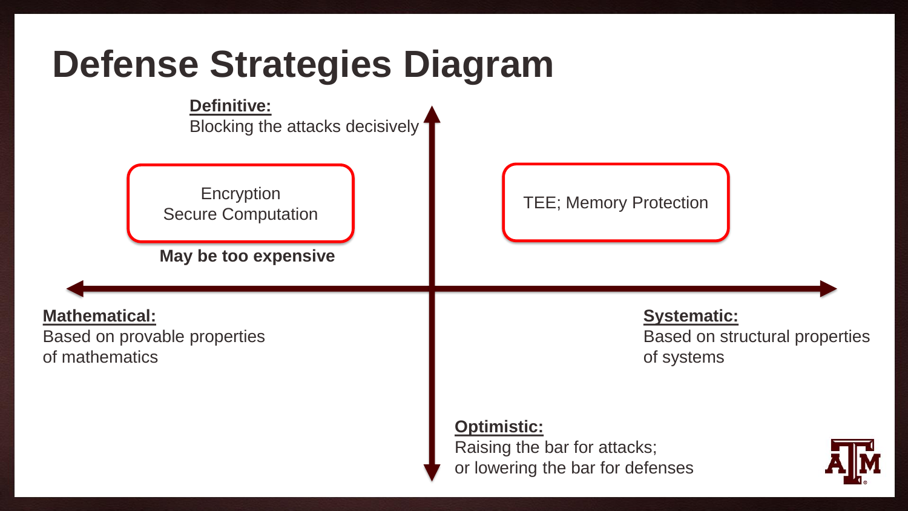# Defense Strategies Diagram

**Definitive:**
Blocking the attacks decisively

Encryption
Secure Computation

**May be too expensive**

TEE; Memory Protection

**Mathematical:**
Based on provable properties of mathematics

**Systematic:**
Based on structural properties of systems

**Optimistic:**
Raising the bar for attacks;
or lowering the bar for defenses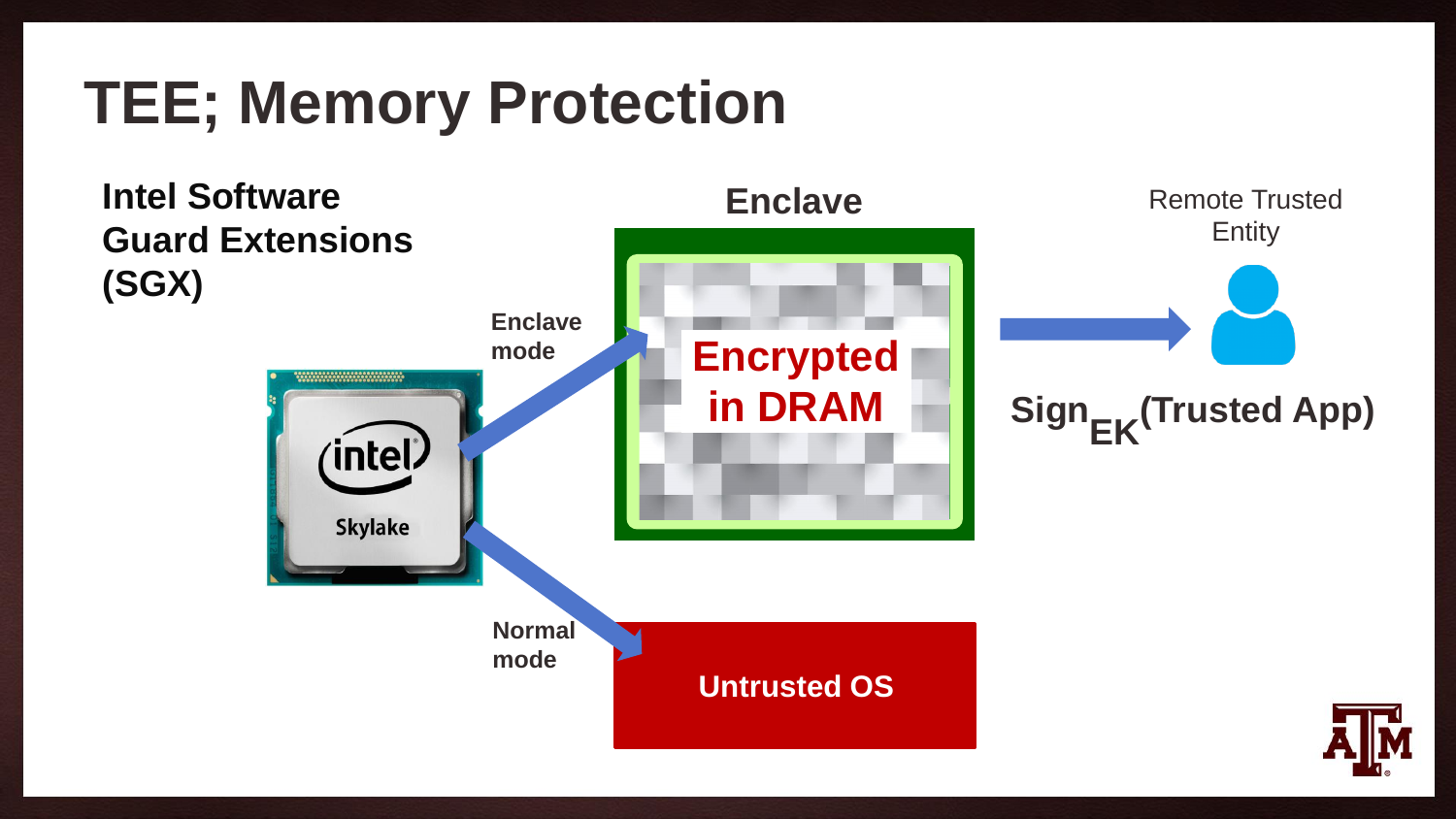# TEE; Memory Protection

**Intel Software Guard Extensions (SGX)**

Enclave

Enclave mode

Encrypted in DRAM

Normal mode

Untrusted OS

Remote Trusted Entity

$\text{Sign}_{EK}$(Trusted App)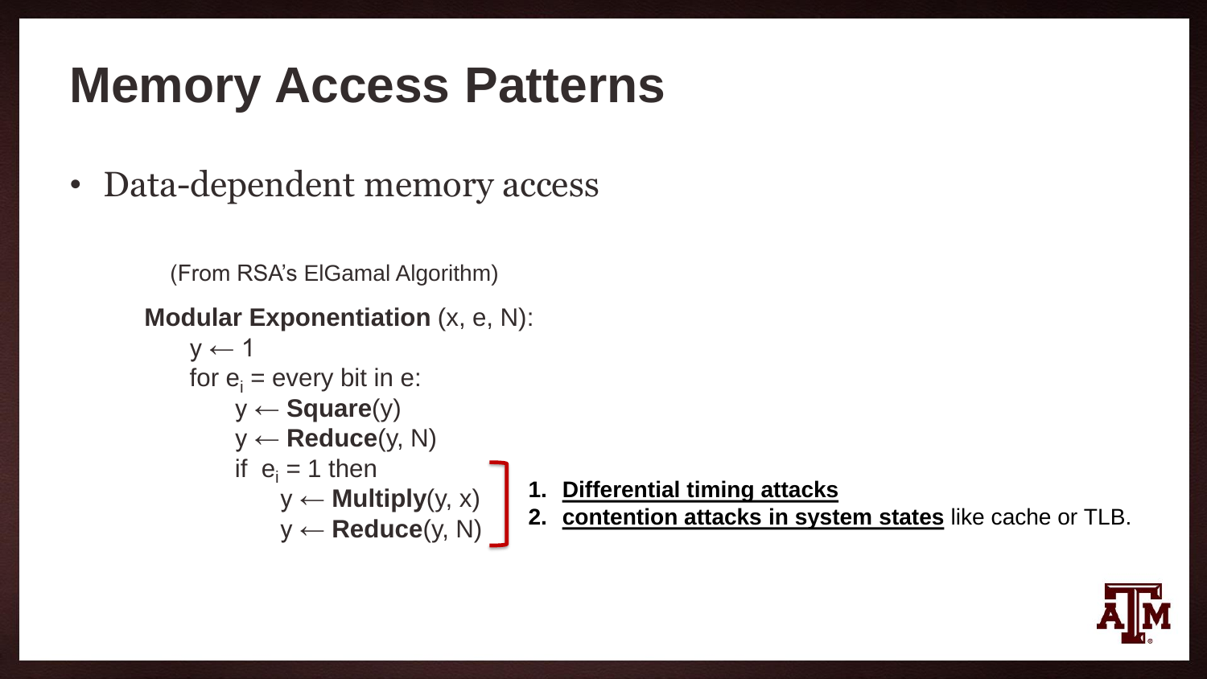# Memory Access Patterns

- Data-dependent memory access

(From RSA's ElGamal Algorithm)

**Modular Exponentiation** (x, e, N):

```
y ← 1
for e_i = every bit in e:
    y ← Square(y)
    y ← Reduce(y, N)
    if  e_i = 1 then
        y ← Multiply(y, x)
        y ← Reduce(y, N)
```

1. **Differential timing attacks**
2. **contention attacks in system states** like cache or TLB.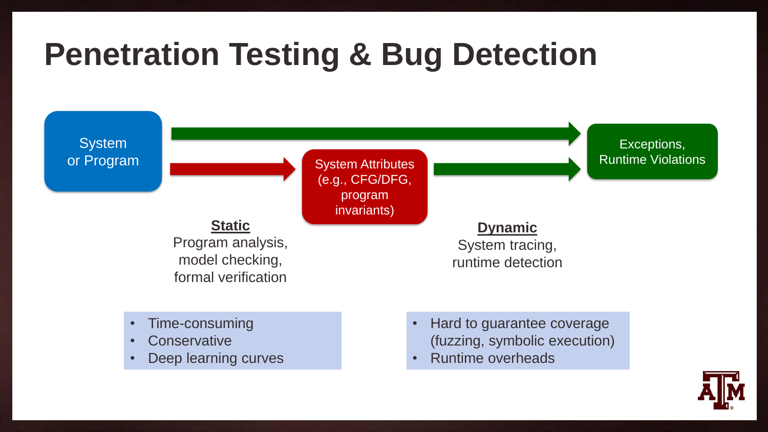# Penetration Testing & Bug Detection

System or Program

System Attributes (e.g., CFG/DFG, program invariants)

Exceptions, Runtime Violations

**Static**
Program analysis, model checking, formal verification

- Time-consuming
- Conservative
- Deep learning curves

**Dynamic**
System tracing, runtime detection

- Hard to guarantee coverage (fuzzing, symbolic execution)
- Runtime overheads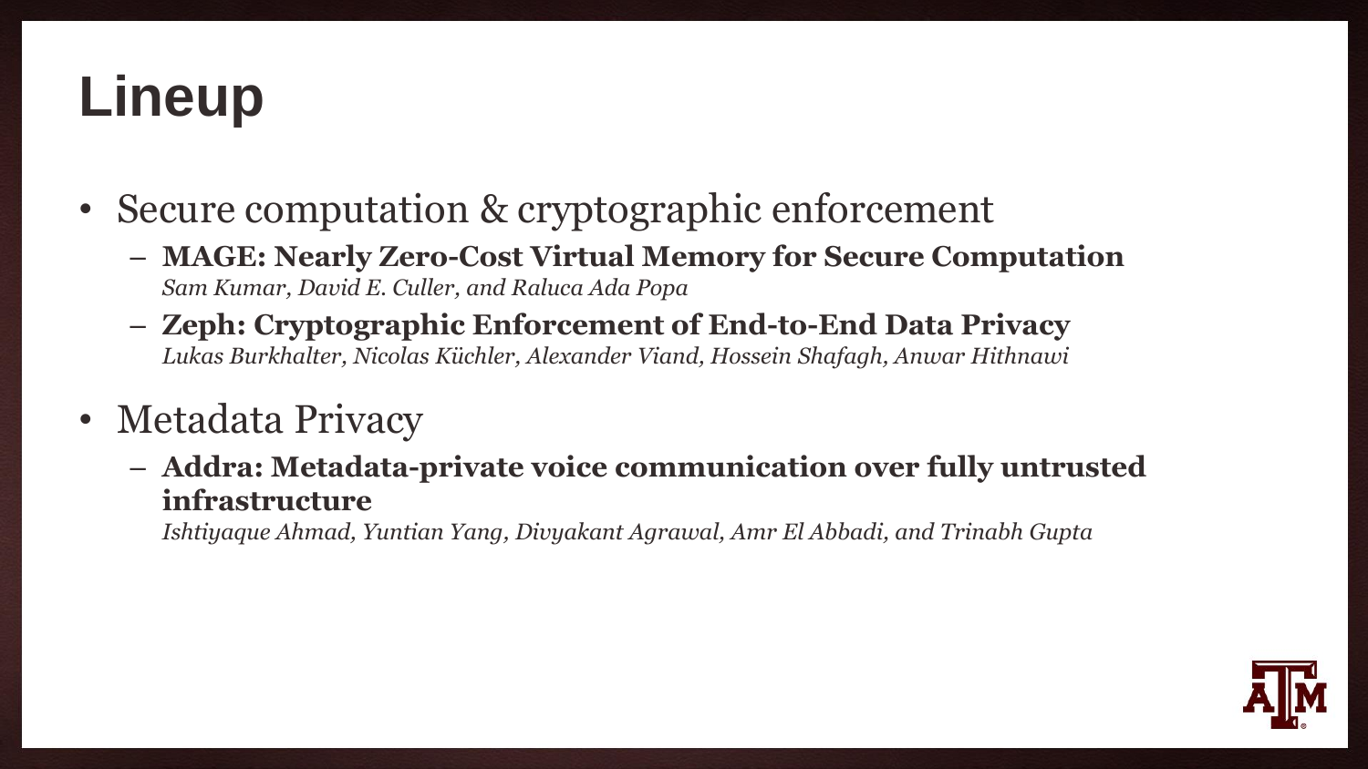# Lineup

- Secure computation & cryptographic enforcement
  - **MAGE: Nearly Zero-Cost Virtual Memory for Secure Computation**
    *Sam Kumar, David E. Culler, and Raluca Ada Popa*
  - **Zeph: Cryptographic Enforcement of End-to-End Data Privacy**
    *Lukas Burkhalter, Nicolas Küchler, Alexander Viand, Hossein Shafagh, Anwar Hithnawi*
- Metadata Privacy
  - **Addra: Metadata-private voice communication over fully untrusted infrastructure**
    *Ishtiyaque Ahmad, Yuntian Yang, Divyakant Agrawal, Amr El Abbadi, and Trinabh Gupta*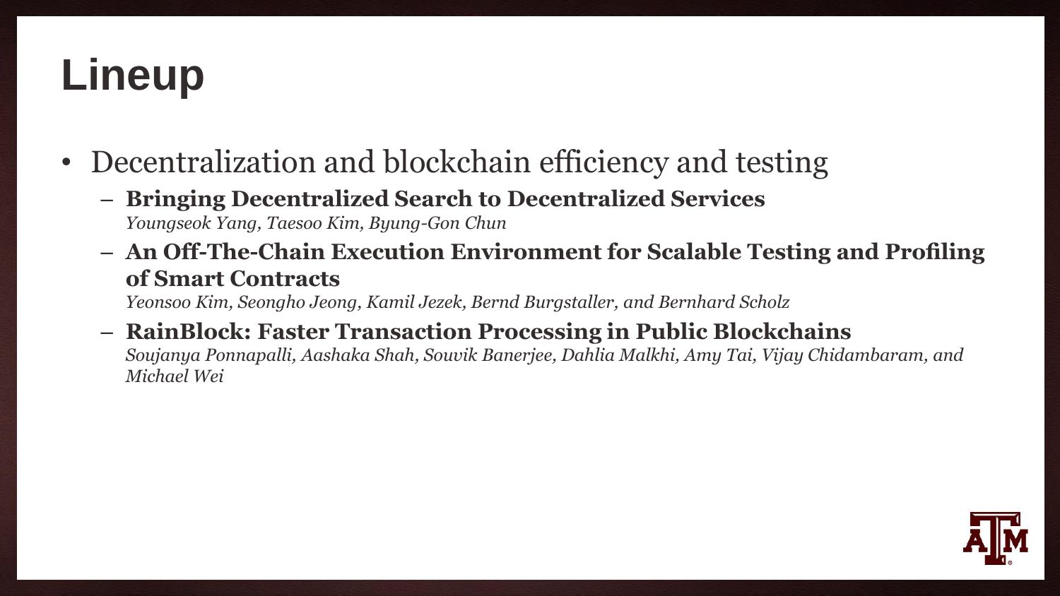# Lineup

- Decentralization and blockchain efficiency and testing
  - **Bringing Decentralized Search to Decentralized Services**
    *Youngseok Yang, Taesoo Kim, Byung-Gon Chun*
  - **An Off-The-Chain Execution Environment for Scalable Testing and Profiling of Smart Contracts**
    *Yeonsoo Kim, Seongho Jeong, Kamil Jezek, Bernd Burgstaller, and Bernhard Scholz*
  - **RainBlock: Faster Transaction Processing in Public Blockchains**
    *Soujanya Ponnapalli, Aashaka Shah, Souvik Banerjee, Dahlia Malkhi, Amy Tai, Vijay Chidambaram, and Michael Wei*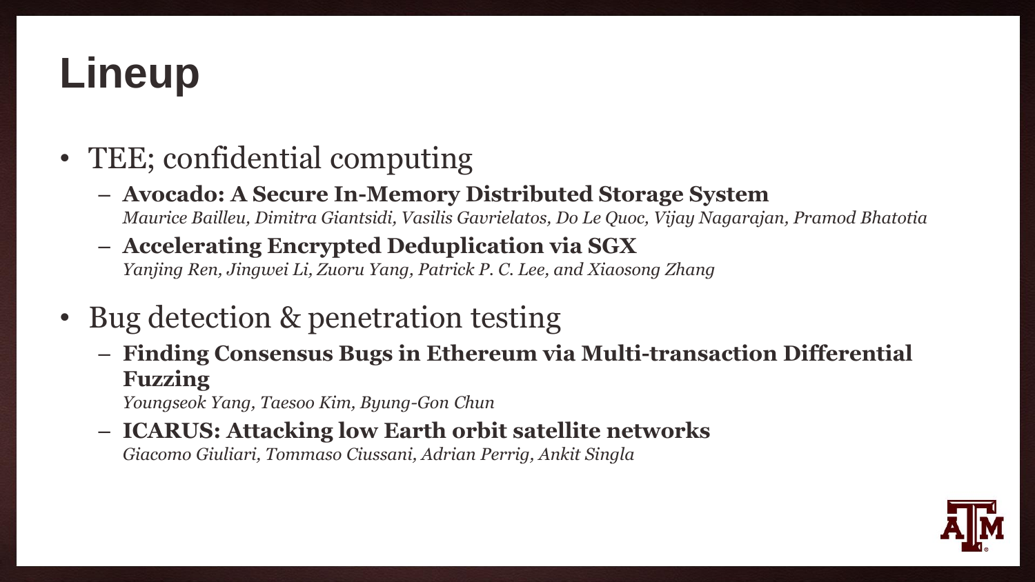# Lineup

- TEE; confidential computing
  - **Avocado: A Secure In-Memory Distributed Storage System**
    *Maurice Bailleu, Dimitra Giantsidi, Vasilis Gavrielatos, Do Le Quoc, Vijay Nagarajan, Pramod Bhatotia*
  - **Accelerating Encrypted Deduplication via SGX**
    *Yanjing Ren, Jingwei Li, Zuoru Yang, Patrick P. C. Lee, and Xiaosong Zhang*
- Bug detection & penetration testing
  - **Finding Consensus Bugs in Ethereum via Multi-transaction Differential Fuzzing**
    *Youngseok Yang, Taesoo Kim, Byung-Gon Chun*
  - **ICARUS: Attacking low Earth orbit satellite networks**
    *Giacomo Giuliari, Tommaso Ciussani, Adrian Perrig, Ankit Singla*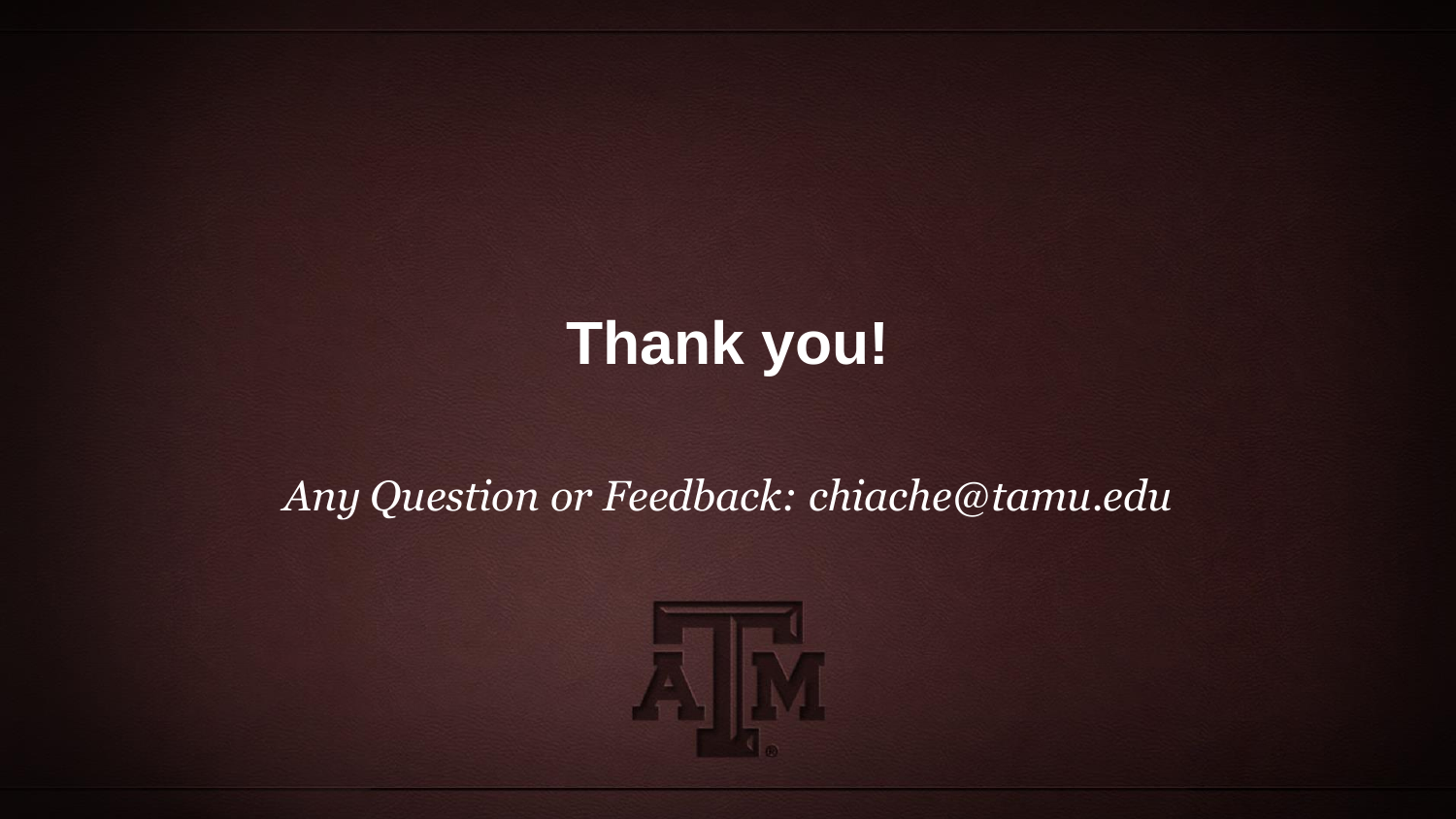# Thank you!

*Any Question or Feedback: chiache@tamu.edu*